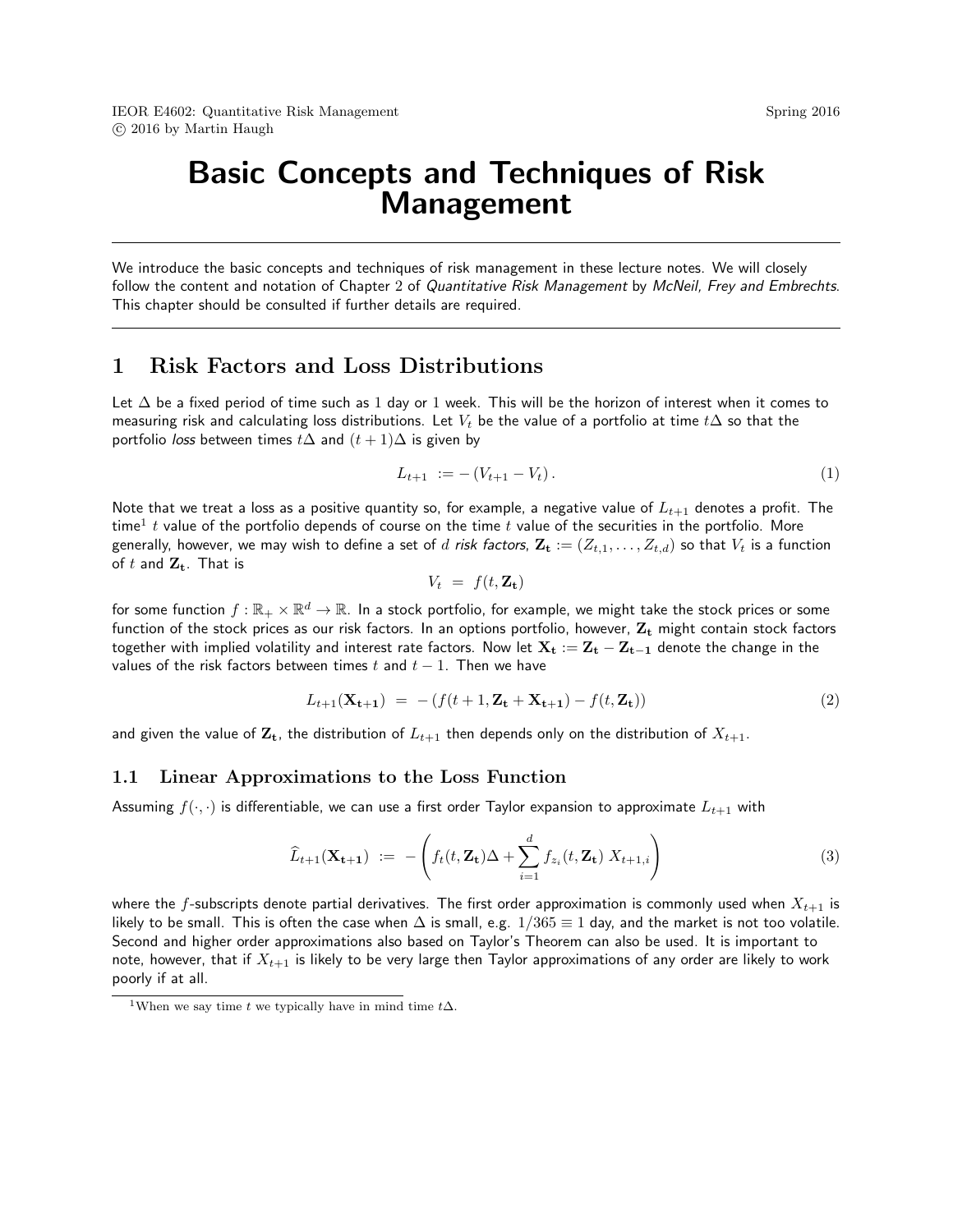IEOR E4602: Quantitative Risk Management Spring 2016
© 2016 by Martin Haugh

# Basic Concepts and Techniques of Risk Management

We introduce the basic concepts and techniques of risk management in these lecture notes. We will closely follow the content and notation of Chapter 2 of *Quantitative Risk Management* by *McNeil, Frey and Embrechts*. This chapter should be consulted if further details are required.

## 1 Risk Factors and Loss Distributions

Let $\Delta$ be a fixed period of time such as 1 day or 1 week. This will be the horizon of interest when it comes to measuring risk and calculating loss distributions. Let $V_t$ be the value of a portfolio at time $t\Delta$ so that the portfolio *loss* between times $t\Delta$ and $(t+1)\Delta$ is given by

$$L_{t+1} := -(V_{t+1} - V_t). \tag{1}$$

Note that we treat a loss as a positive quantity so, for example, a negative value of $L_{t+1}$ denotes a profit. The time[1] $t$ value of the portfolio depends of course on the time $t$ value of the securities in the portfolio. More generally, however, we may wish to define a set of $d$ *risk factors*, $\mathbf{Z_t} := (Z_{t,1}, \ldots, Z_{t,d})$ so that $V_t$ is a function of $t$ and $\mathbf{Z_t}$. That is

$$V_t = f(t, \mathbf{Z_t})$$

for some function $f : \mathbb{R}_+ \times \mathbb{R}^d \rightarrow \mathbb{R}$. In a stock portfolio, for example, we might take the stock prices or some function of the stock prices as our risk factors. In an options portfolio, however, $\mathbf{Z_t}$ might contain stock factors together with implied volatility and interest rate factors. Now let $\mathbf{X_t} := \mathbf{Z_t} - \mathbf{Z_{t-1}}$ denote the change in the values of the risk factors between times $t$ and $t-1$. Then we have

$$L_{t+1}(\mathbf{X_{t+1}}) = -\left(f(t+1, \mathbf{Z_t} + \mathbf{X_{t+1}}) - f(t, \mathbf{Z_t})\right) \tag{2}$$

and given the value of $\mathbf{Z_t}$, the distribution of $L_{t+1}$ then depends only on the distribution of $X_{t+1}$.

### 1.1 Linear Approximations to the Loss Function

Assuming $f(\cdot,\cdot)$ is differentiable, we can use a first order Taylor expansion to approximate $L_{t+1}$ with

$$\widehat{L}_{t+1}(\mathbf{X_{t+1}}) := -\left(f_t(t, \mathbf{Z_t})\Delta + \sum_{i=1}^{d} f_{z_i}(t, \mathbf{Z_t})\, X_{t+1,i}\right) \tag{3}$$

where the $f$-subscripts denote partial derivatives. The first order approximation is commonly used when $X_{t+1}$ is likely to be small. This is often the case when $\Delta$ is small, e.g. $1/365 \equiv 1$ day, and the market is not too volatile. Second and higher order approximations also based on Taylor's Theorem can also be used. It is important to note, however, that if $X_{t+1}$ is likely to be very large then Taylor approximations of any order are likely to work poorly if at all.

[1] When we say time $t$ we typically have in mind time $t\Delta$.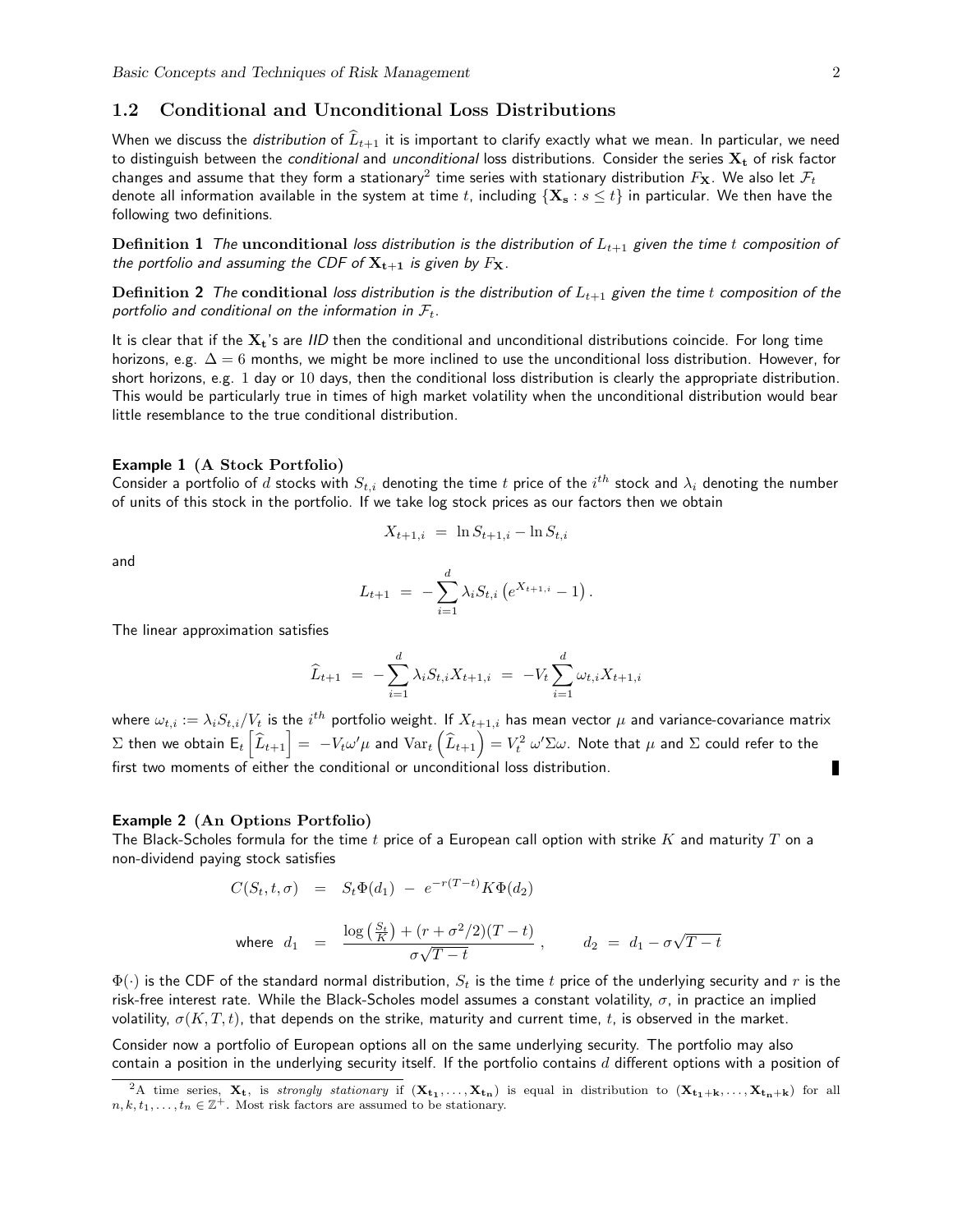## 1.2 Conditional and Unconditional Loss Distributions

When we discuss the *distribution* of $\widehat{L}_{t+1}$ it is important to clarify exactly what we mean. In particular, we need to distinguish between the *conditional* and *unconditional* loss distributions. Consider the series $\mathbf{X_t}$ of risk factor changes and assume that they form a stationary[2] time series with stationary distribution $F_{\mathbf{X}}$. We also let $\mathcal{F}_t$ denote all information available in the system at time $t$, including $\{\mathbf{X_s} : s \leq t\}$ in particular. We then have the following two definitions.

**Definition 1** *The* **unconditional** *loss distribution is the distribution of $L_{t+1}$ given the time $t$ composition of the portfolio and assuming the CDF of $\mathbf{X_{t+1}}$ is given by $F_{\mathbf{X}}$.*

**Definition 2** *The* **conditional** *loss distribution is the distribution of $L_{t+1}$ given the time $t$ composition of the portfolio and conditional on the information in $\mathcal{F}_t$.*

It is clear that if the $\mathbf{X_t}$'s are *IID* then the conditional and unconditional distributions coincide. For long time horizons, e.g. $\Delta = 6$ months, we might be more inclined to use the unconditional loss distribution. However, for short horizons, e.g. 1 day or 10 days, then the conditional loss distribution is clearly the appropriate distribution. This would be particularly true in times of high market volatility when the unconditional distribution would bear little resemblance to the true conditional distribution.

**Example 1 (A Stock Portfolio)**
Consider a portfolio of $d$ stocks with $S_{t,i}$ denoting the time $t$ price of the $i^{th}$ stock and $\lambda_i$ denoting the number of units of this stock in the portfolio. If we take log stock prices as our factors then we obtain

$$X_{t+1,i} \;=\; \ln S_{t+1,i} - \ln S_{t,i}$$

and

$$L_{t+1} \;=\; -\sum_{i=1}^{d} \lambda_i S_{t,i} \left(e^{X_{t+1,i}} - 1\right).$$

The linear approximation satisfies

$$\widehat{L}_{t+1} \;=\; -\sum_{i=1}^{d} \lambda_i S_{t,i} X_{t+1,i} \;=\; -V_t \sum_{i=1}^{d} \omega_{t,i} X_{t+1,i}$$

where $\omega_{t,i} := \lambda_i S_{t,i}/V_t$ is the $i^{th}$ portfolio weight. If $X_{t+1,i}$ has mean vector $\mu$ and variance-covariance matrix $\Sigma$ then we obtain $\mathsf{E}_t\left[\widehat{L}_{t+1}\right] = -V_t \omega' \mu$ and $\mathrm{Var}_t\left(\widehat{L}_{t+1}\right) = V_t^2\, \omega' \Sigma \omega$. Note that $\mu$ and $\Sigma$ could refer to the first two moments of either the conditional or unconditional loss distribution. ∎

**Example 2 (An Options Portfolio)**
The Black-Scholes formula for the time $t$ price of a European call option with strike $K$ and maturity $T$ on a non-dividend paying stock satisfies

$$C(S_t, t, \sigma) \;=\; S_t \Phi(d_1) \;-\; e^{-r(T-t)} K \Phi(d_2)$$

$$\text{where } d_1 \;=\; \frac{\log\left(\frac{S_t}{K}\right) + (r + \sigma^2/2)(T-t)}{\sigma\sqrt{T-t}}, \qquad d_2 \;=\; d_1 - \sigma\sqrt{T-t}$$

$\Phi(\cdot)$ is the CDF of the standard normal distribution, $S_t$ is the time $t$ price of the underlying security and $r$ is the risk-free interest rate. While the Black-Scholes model assumes a constant volatility, $\sigma$, in practice an implied volatility, $\sigma(K, T, t)$, that depends on the strike, maturity and current time, $t$, is observed in the market.

Consider now a portfolio of European options all on the same underlying security. The portfolio may also contain a position in the underlying security itself. If the portfolio contains $d$ different options with a position of

[2] A time series, $\mathbf{X_t}$, is *strongly stationary* if $(\mathbf{X_{t_1}}, \ldots, \mathbf{X_{t_n}})$ is equal in distribution to $(\mathbf{X_{t_1+k}}, \ldots, \mathbf{X_{t_n+k}})$ for all $n, k, t_1, \ldots, t_n \in \mathbb{Z}^+$. Most risk factors are assumed to be stationary.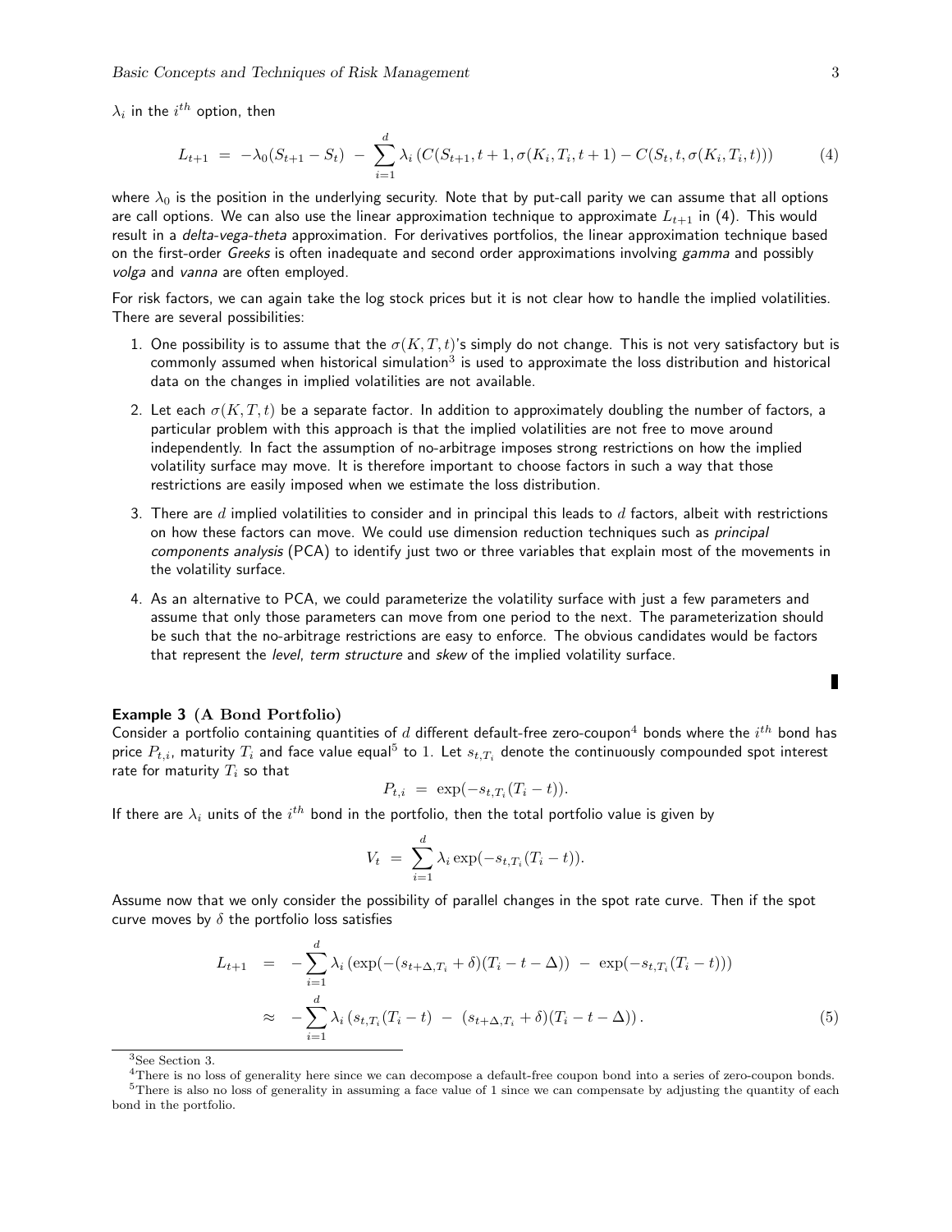$\lambda_i$ in the $i^{th}$ option, then

$$L_{t+1} \;=\; -\lambda_0(S_{t+1}-S_t) \;-\; \sum_{i=1}^{d} \lambda_i \left( C(S_{t+1}, t+1, \sigma(K_i, T_i, t+1) - C(S_t, t, \sigma(K_i, T_i, t)) \right) \tag{4}$$

where $\lambda_0$ is the position in the underlying security. Note that by put-call parity we can assume that all options are call options. We can also use the linear approximation technique to approximate $L_{t+1}$ in (4). This would result in a *delta-vega-theta* approximation. For derivatives portfolios, the linear approximation technique based on the first-order *Greeks* is often inadequate and second order approximations involving *gamma* and possibly *volga* and *vanna* are often employed.

For risk factors, we can again take the log stock prices but it is not clear how to handle the implied volatilities. There are several possibilities:

1. One possibility is to assume that the $\sigma(K, T, t)$'s simply do not change. This is not very satisfactory but is commonly assumed when historical simulation[3] is used to approximate the loss distribution and historical data on the changes in implied volatilities are not available.
2. Let each $\sigma(K, T, t)$ be a separate factor. In addition to approximately doubling the number of factors, a particular problem with this approach is that the implied volatilities are not free to move around independently. In fact the assumption of no-arbitrage imposes strong restrictions on how the implied volatility surface may move. It is therefore important to choose factors in such a way that those restrictions are easily imposed when we estimate the loss distribution.
3. There are $d$ implied volatilities to consider and in principal this leads to $d$ factors, albeit with restrictions on how these factors can move. We could use dimension reduction techniques such as *principal components analysis* (PCA) to identify just two or three variables that explain most of the movements in the volatility surface.
4. As an alternative to PCA, we could parameterize the volatility surface with just a few parameters and assume that only those parameters can move from one period to the next. The parameterization should be such that the no-arbitrage restrictions are easy to enforce. The obvious candidates would be factors that represent the *level*, *term structure* and *skew* of the implied volatility surface.

**Example 3 (A Bond Portfolio)**
Consider a portfolio containing quantities of $d$ different default-free zero-coupon[4] bonds where the $i^{th}$ bond has price $P_{t,i}$, maturity $T_i$ and face value equal[5] to 1. Let $s_{t,T_i}$ denote the continuously compounded spot interest rate for maturity $T_i$ so that

$$P_{t,i} \;=\; \exp(-s_{t,T_i}(T_i - t)).$$

If there are $\lambda_i$ units of the $i^{th}$ bond in the portfolio, then the total portfolio value is given by

$$V_t \;=\; \sum_{i=1}^{d} \lambda_i \exp(-s_{t,T_i}(T_i - t)).$$

Assume now that we only consider the possibility of parallel changes in the spot rate curve. Then if the spot curve moves by $\delta$ the portfolio loss satisfies

$$\begin{aligned} L_{t+1} &= -\sum_{i=1}^{d} \lambda_i \left( \exp(-(s_{t+\Delta,T_i} + \delta)(T_i - t - \Delta)) \;-\; \exp(-s_{t,T_i}(T_i - t)) \right) \\ &\approx -\sum_{i=1}^{d} \lambda_i \left( s_{t,T_i}(T_i - t) \;-\; (s_{t+\Delta,T_i} + \delta)(T_i - t - \Delta) \right). \end{aligned} \tag{5}$$

[3] See Section 3.

[4] There is no loss of generality here since we can decompose a default-free coupon bond into a series of zero-coupon bonds.

[5] There is also no loss of generality in assuming a face value of 1 since we can compensate by adjusting the quantity of each bond in the portfolio.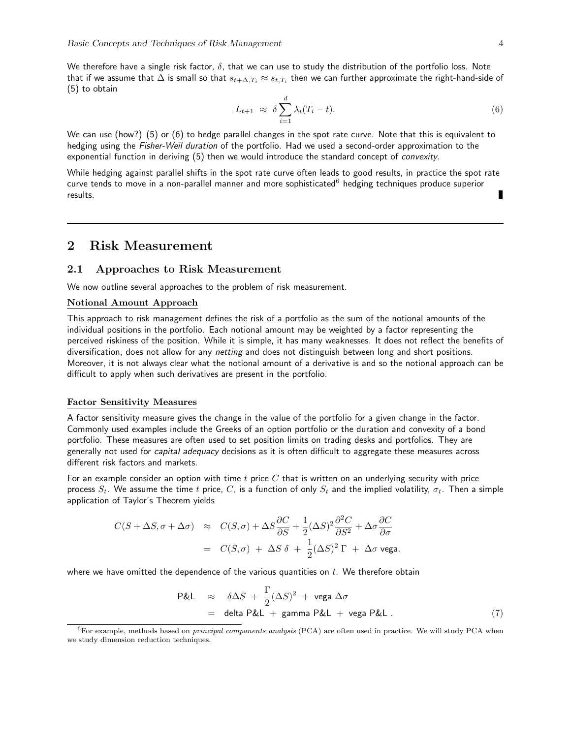We therefore have a single risk factor, $\delta$, that we can use to study the distribution of the portfolio loss. Note that if we assume that $\Delta$ is small so that $s_{t+\Delta,T_i} \approx s_{t,T_i}$ then we can further approximate the right-hand-side of (5) to obtain

$$L_{t+1} \approx \delta \sum_{i=1}^{d} \lambda_i (T_i - t). \tag{6}$$

We can use (how?) (5) or (6) to hedge parallel changes in the spot rate curve. Note that this is equivalent to hedging using the *Fisher-Weil duration* of the portfolio. Had we used a second-order approximation to the exponential function in deriving (5) then we would introduce the standard concept of *convexity*.

While hedging against parallel shifts in the spot rate curve often leads to good results, in practice the spot rate curve tends to move in a non-parallel manner and more sophisticated[6] hedging techniques produce superior results. ∎

---

# 2 Risk Measurement

## 2.1 Approaches to Risk Measurement

We now outline several approaches to the problem of risk measurement.

**Notional Amount Approach**

This approach to risk management defines the risk of a portfolio as the sum of the notional amounts of the individual positions in the portfolio. Each notional amount may be weighted by a factor representing the perceived riskiness of the position. While it is simple, it has many weaknesses. It does not reflect the benefits of diversification, does not allow for any *netting* and does not distinguish between long and short positions. Moreover, it is not always clear what the notional amount of a derivative is and so the notional approach can be difficult to apply when such derivatives are present in the portfolio.

**Factor Sensitivity Measures**

A factor sensitivity measure gives the change in the value of the portfolio for a given change in the factor. Commonly used examples include the Greeks of an option portfolio or the duration and convexity of a bond portfolio. These measures are often used to set position limits on trading desks and portfolios. They are generally not used for *capital adequacy* decisions as it is often difficult to aggregate these measures across different risk factors and markets.

For an example consider an option with time $t$ price $C$ that is written on an underlying security with price process $S_t$. We assume the time $t$ price, $C$, is a function of only $S_t$ and the implied volatility, $\sigma_t$. Then a simple application of Taylor's Theorem yields

$$\begin{aligned}
C(S + \Delta S, \sigma + \Delta\sigma) &\approx C(S, \sigma) + \Delta S \frac{\partial C}{\partial S} + \frac{1}{2}(\Delta S)^2 \frac{\partial^2 C}{\partial S^2} + \Delta\sigma \frac{\partial C}{\partial \sigma} \\
&= C(S, \sigma) + \Delta S\, \delta + \frac{1}{2}(\Delta S)^2\, \Gamma + \Delta\sigma\, \text{vega}.
\end{aligned}$$

where we have omitted the dependence of the various quantities on $t$. We therefore obtain

$$\begin{aligned}
\text{P\&L} &\approx \delta \Delta S + \frac{\Gamma}{2}(\Delta S)^2 + \text{vega}\, \Delta\sigma \\
&= \text{delta P\&L} + \text{gamma P\&L} + \text{vega P\&L}.
\end{aligned} \tag{7}$$

[6] For example, methods based on *principal components analysis* (PCA) are often used in practice. We will study PCA when we study dimension reduction techniques.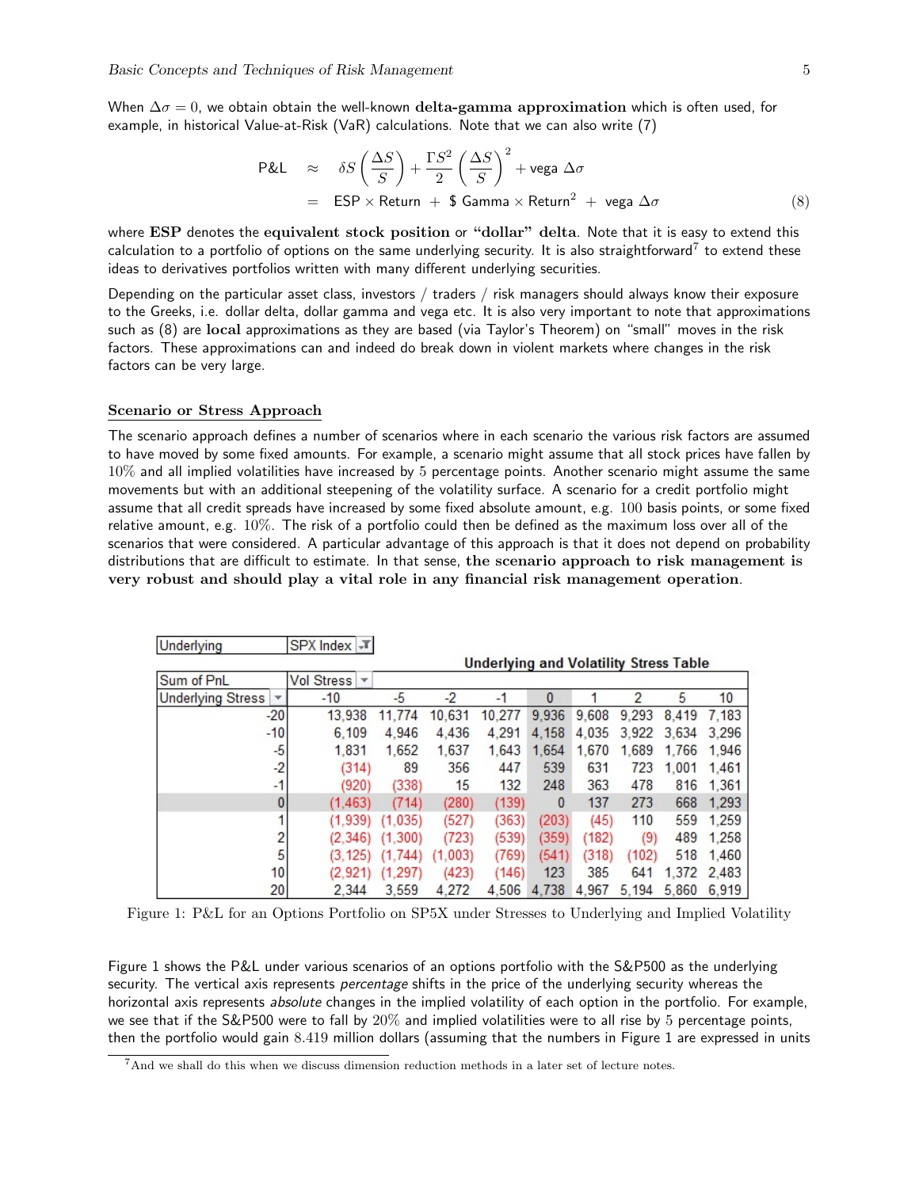When $\Delta\sigma = 0$, we obtain obtain the well-known **delta-gamma approximation** which is often used, for example, in historical Value-at-Risk (VaR) calculations. Note that we can also write (7)

$$
\begin{aligned}
\text{P\&L} &\approx \delta S \left(\frac{\Delta S}{S}\right) + \frac{\Gamma S^2}{2}\left(\frac{\Delta S}{S}\right)^2 + \text{vega } \Delta\sigma \\
&= \text{ESP} \times \text{Return} + \$ \text{ Gamma} \times \text{Return}^2 + \text{vega } \Delta\sigma \qquad (8)
\end{aligned}
$$

where **ESP** denotes the **equivalent stock position** or **"dollar" delta**. Note that it is easy to extend this calculation to a portfolio of options on the same underlying security. It is also straightforward[7] to extend these ideas to derivatives portfolios written with many different underlying securities.

Depending on the particular asset class, investors / traders / risk managers should always know their exposure to the Greeks, i.e. dollar delta, dollar gamma and vega etc. It is also very important to note that approximations such as (8) are **local** approximations as they are based (via Taylor's Theorem) on "small" moves in the risk factors. These approximations can and indeed do break down in violent markets where changes in the risk factors can be very large.

## Scenario or Stress Approach

The scenario approach defines a number of scenarios where in each scenario the various risk factors are assumed to have moved by some fixed amounts. For example, a scenario might assume that all stock prices have fallen by $10\%$ and all implied volatilities have increased by $5$ percentage points. Another scenario might assume the same movements but with an additional steepening of the volatility surface. A scenario for a credit portfolio might assume that all credit spreads have increased by some fixed absolute amount, e.g. $100$ basis points, or some fixed relative amount, e.g. $10\%$. The risk of a portfolio could then be defined as the maximum loss over all of the scenarios that were considered. A particular advantage of this approach is that it does not depend on probability distributions that are difficult to estimate. In that sense, **the scenario approach to risk management is very robust and should play a vital role in any financial risk management operation**.

Underlying: SPX Index

Underlying and Volatility Stress Table

| Sum of PnL | Vol Stress | | | | | | | | |
|---|---|---|---|---|---|---|---|---|---|
| Underlying Stress | -10 | -5 | -2 | -1 | 0 | 1 | 2 | 5 | 10 |
| -20 | 13,938 | 11,774 | 10,631 | 10,277 | 9,936 | 9,608 | 9,293 | 8,419 | 7,183 |
| -10 | 6,109 | 4,946 | 4,436 | 4,291 | 4,158 | 4,035 | 3,922 | 3,634 | 3,296 |
| -5 | 1,831 | 1,652 | 1,637 | 1,643 | 1,654 | 1,670 | 1,689 | 1,766 | 1,946 |
| -2 | (314) | 89 | 356 | 447 | 539 | 631 | 723 | 1,001 | 1,461 |
| -1 | (920) | (338) | 15 | 132 | 248 | 363 | 478 | 816 | 1,361 |
| 0 | (1,463) | (714) | (280) | (139) | 0 | 137 | 273 | 668 | 1,293 |
| 1 | (1,939) | (1,035) | (527) | (363) | (203) | (45) | 110 | 559 | 1,259 |
| 2 | (2,346) | (1,300) | (723) | (539) | (359) | (182) | (9) | 489 | 1,258 |
| 5 | (3,125) | (1,744) | (1,003) | (769) | (541) | (318) | (102) | 518 | 1,460 |
| 10 | (2,921) | (1,297) | (423) | (146) | 123 | 385 | 641 | 1,372 | 2,483 |
| 20 | 2,344 | 3,559 | 4,272 | 4,506 | 4,738 | 4,967 | 5,194 | 5,860 | 6,919 |

Figure 1: P&L for an Options Portfolio on SP5X under Stresses to Underlying and Implied Volatility

Figure 1 shows the P&L under various scenarios of an options portfolio with the S&P500 as the underlying security. The vertical axis represents *percentage* shifts in the price of the underlying security whereas the horizontal axis represents *absolute* changes in the implied volatility of each option in the portfolio. For example, we see that if the S&P500 were to fall by $20\%$ and implied volatilities were to all rise by $5$ percentage points, then the portfolio would gain $8.419$ million dollars (assuming that the numbers in Figure 1 are expressed in units

[7] And we shall do this when we discuss dimension reduction methods in a later set of lecture notes.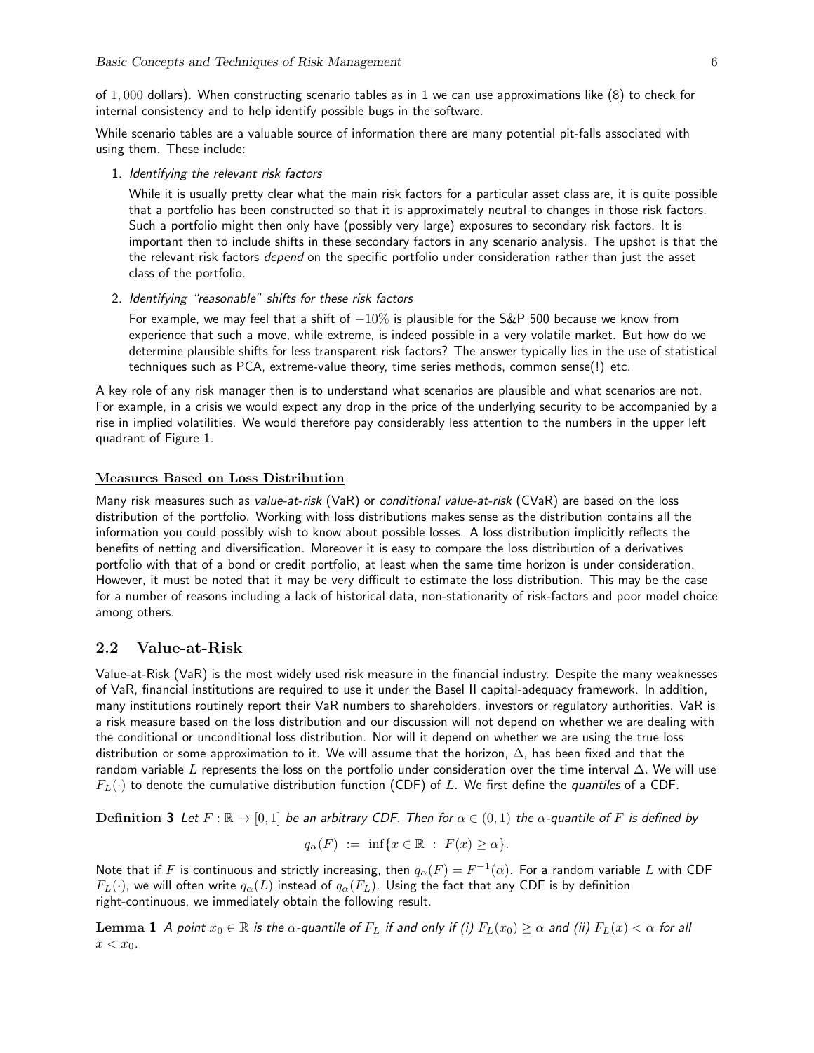of $1,000$ dollars). When constructing scenario tables as in 1 we can use approximations like (8) to check for internal consistency and to help identify possible bugs in the software.

While scenario tables are a valuable source of information there are many potential pit-falls associated with using them. These include:

1. *Identifying the relevant risk factors*

   While it is usually pretty clear what the main risk factors for a particular asset class are, it is quite possible that a portfolio has been constructed so that it is approximately neutral to changes in those risk factors. Such a portfolio might then only have (possibly very large) exposures to secondary risk factors. It is important then to include shifts in these secondary factors in any scenario analysis. The upshot is that the the relevant risk factors *depend* on the specific portfolio under consideration rather than just the asset class of the portfolio.

2. *Identifying "reasonable" shifts for these risk factors*

   For example, we may feel that a shift of $-10\%$ is plausible for the S&P 500 because we know from experience that such a move, while extreme, is indeed possible in a very volatile market. But how do we determine plausible shifts for less transparent risk factors? The answer typically lies in the use of statistical techniques such as PCA, extreme-value theory, time series methods, common sense(!) etc.

A key role of any risk manager then is to understand what scenarios are plausible and what scenarios are not. For example, in a crisis we would expect any drop in the price of the underlying security to be accompanied by a rise in implied volatilities. We would therefore pay considerably less attention to the numbers in the upper left quadrant of Figure 1.

**Measures Based on Loss Distribution**

Many risk measures such as *value-at-risk* (VaR) or *conditional value-at-risk* (CVaR) are based on the loss distribution of the portfolio. Working with loss distributions makes sense as the distribution contains all the information you could possibly wish to know about possible losses. A loss distribution implicitly reflects the benefits of netting and diversification. Moreover it is easy to compare the loss distribution of a derivatives portfolio with that of a bond or credit portfolio, at least when the same time horizon is under consideration. However, it must be noted that it may be very difficult to estimate the loss distribution. This may be the case for a number of reasons including a lack of historical data, non-stationarity of risk-factors and poor model choice among others.

## 2.2 Value-at-Risk

Value-at-Risk (VaR) is the most widely used risk measure in the financial industry. Despite the many weaknesses of VaR, financial institutions are required to use it under the Basel II capital-adequacy framework. In addition, many institutions routinely report their VaR numbers to shareholders, investors or regulatory authorities. VaR is a risk measure based on the loss distribution and our discussion will not depend on whether we are dealing with the conditional or unconditional loss distribution. Nor will it depend on whether we are using the true loss distribution or some approximation to it. We will assume that the horizon, $\Delta$, has been fixed and that the random variable $L$ represents the loss on the portfolio under consideration over the time interval $\Delta$. We will use $F_L(\cdot)$ to denote the cumulative distribution function (CDF) of $L$. We first define the *quantiles* of a CDF.

**Definition 3** *Let $F : \mathbb{R} \to [0,1]$ be an arbitrary CDF. Then for $\alpha \in (0,1)$ the $\alpha$-quantile of $F$ is defined by*

$$q_\alpha(F) \ := \ \inf\{x \in \mathbb{R} \ : \ F(x) \geq \alpha\}.$$

Note that if $F$ is continuous and strictly increasing, then $q_\alpha(F) = F^{-1}(\alpha)$. For a random variable $L$ with CDF $F_L(\cdot)$, we will often write $q_\alpha(L)$ instead of $q_\alpha(F_L)$. Using the fact that any CDF is by definition right-continuous, we immediately obtain the following result.

**Lemma 1** *A point $x_0 \in \mathbb{R}$ is the $\alpha$-quantile of $F_L$ if and only if (i) $F_L(x_0) \geq \alpha$ and (ii) $F_L(x) < \alpha$ for all $x < x_0$.*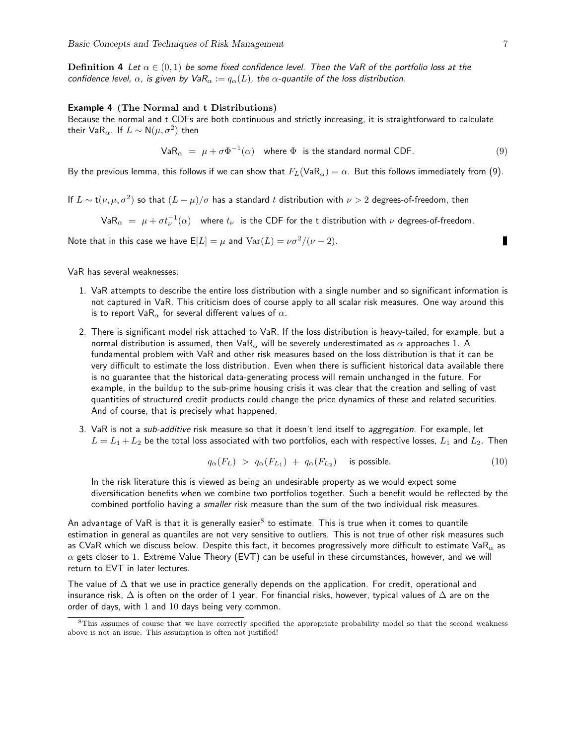**Definition 4** *Let $\alpha \in (0,1)$ be some fixed confidence level. Then the VaR of the portfolio loss at the confidence level, $\alpha$, is given by $\text{VaR}_\alpha := q_\alpha(L)$, the $\alpha$-quantile of the loss distribution.*

**Example 4 (The Normal and t Distributions)**
Because the normal and t CDFs are both continuous and strictly increasing, it is straightforward to calculate their $\text{VaR}_\alpha$. If $L \sim \text{N}(\mu, \sigma^2)$ then

$$\text{VaR}_\alpha \;=\; \mu + \sigma\Phi^{-1}(\alpha) \quad \text{where } \Phi \text{ is the standard normal CDF.} \tag{9}$$

By the previous lemma, this follows if we can show that $F_L(\text{VaR}_\alpha) = \alpha$. But this follows immediately from (9).

If $L \sim \text{t}(\nu, \mu, \sigma^2)$ so that $(L-\mu)/\sigma$ has a standard $t$ distribution with $\nu > 2$ degrees-of-freedom, then

$$\text{VaR}_\alpha \;=\; \mu + \sigma t_\nu^{-1}(\alpha) \quad \text{where } t_\nu \text{ is the CDF for the t distribution with } \nu \text{ degrees-of-freedom.}$$

Note that in this case we have $\text{E}[L] = \mu$ and $\text{Var}(L) = \nu\sigma^2/(\nu - 2)$.

VaR has several weaknesses:

1. VaR attempts to describe the entire loss distribution with a single number and so significant information is not captured in VaR. This criticism does of course apply to all scalar risk measures. One way around this is to report $\text{VaR}_\alpha$ for several different values of $\alpha$.
2. There is significant model risk attached to VaR. If the loss distribution is heavy-tailed, for example, but a normal distribution is assumed, then $\text{VaR}_\alpha$ will be severely underestimated as $\alpha$ approaches 1. A fundamental problem with VaR and other risk measures based on the loss distribution is that it can be very difficult to estimate the loss distribution. Even when there is sufficient historical data available there is no guarantee that the historical data-generating process will remain unchanged in the future. For example, in the buildup to the sub-prime housing crisis it was clear that the creation and selling of vast quantities of structured credit products could change the price dynamics of these and related securities. And of course, that is precisely what happened.
3. VaR is not a *sub-additive* risk measure so that it doesn't lend itself to *aggregation*. For example, let $L = L_1 + L_2$ be the total loss associated with two portfolios, each with respective losses, $L_1$ and $L_2$. Then

$$q_\alpha(F_L) \;>\; q_\alpha(F_{L_1}) \;+\; q_\alpha(F_{L_2}) \quad \text{is possible.} \tag{10}$$

   In the risk literature this is viewed as being an undesirable property as we would expect some diversification benefits when we combine two portfolios together. Such a benefit would be reflected by the combined portfolio having a *smaller* risk measure than the sum of the two individual risk measures.

An advantage of VaR is that it is generally easier[8] to estimate. This is true when it comes to quantile estimation in general as quantiles are not very sensitive to outliers. This is not true of other risk measures such as CVaR which we discuss below. Despite this fact, it becomes progressively more difficult to estimate $\text{VaR}_\alpha$ as $\alpha$ gets closer to 1. Extreme Value Theory (EVT) can be useful in these circumstances, however, and we will return to EVT in later lectures.

The value of $\Delta$ that we use in practice generally depends on the application. For credit, operational and insurance risk, $\Delta$ is often on the order of 1 year. For financial risks, however, typical values of $\Delta$ are on the order of days, with 1 and 10 days being very common.

[8] This assumes of course that we have correctly specified the appropriate probability model so that the second weakness above is not an issue. This assumption is often not justified!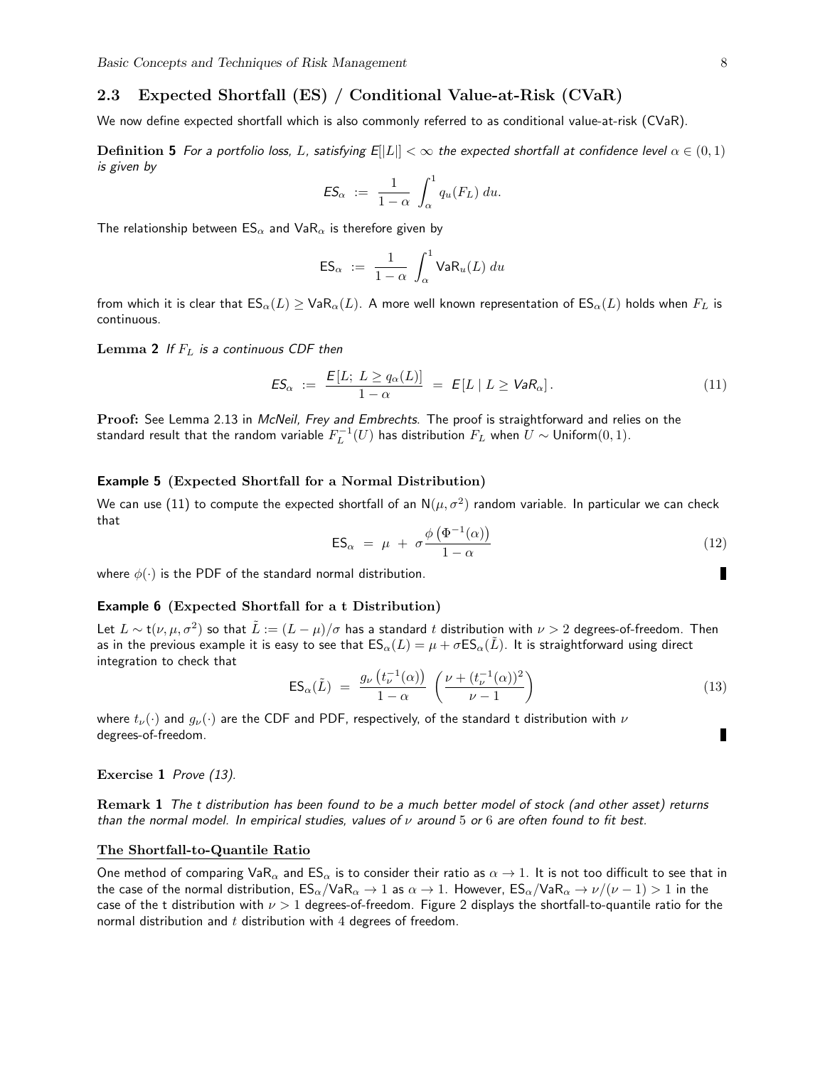## 2.3 Expected Shortfall (ES) / Conditional Value-at-Risk (CVaR)

We now define expected shortfall which is also commonly referred to as conditional value-at-risk (CVaR).

**Definition 5** *For a portfolio loss, $L$, satisfying $E[|L|] < \infty$ the expected shortfall at confidence level $\alpha \in (0,1)$ is given by*

$$ES_\alpha \;:=\; \frac{1}{1-\alpha} \int_\alpha^1 q_u(F_L)\, du.$$

The relationship between $\mathsf{ES}_\alpha$ and $\mathsf{VaR}_\alpha$ is therefore given by

$$\mathsf{ES}_\alpha \;:=\; \frac{1}{1-\alpha} \int_\alpha^1 \mathsf{VaR}_u(L)\, du$$

from which it is clear that $\mathsf{ES}_\alpha(L) \geq \mathsf{VaR}_\alpha(L)$. A more well known representation of $\mathsf{ES}_\alpha(L)$ holds when $F_L$ is continuous.

**Lemma 2** *If $F_L$ is a continuous CDF then*

$$ES_\alpha \;:=\; \frac{E\left[L;\; L \geq q_\alpha(L)\right]}{1-\alpha} \;=\; E\left[L \mid L \geq VaR_\alpha\right]. \tag{11}$$

**Proof:** See Lemma 2.13 in *McNeil, Frey and Embrechts*. The proof is straightforward and relies on the standard result that the random variable $F_L^{-1}(U)$ has distribution $F_L$ when $U \sim \mathsf{Uniform}(0,1)$.

#### Example 5 (Expected Shortfall for a Normal Distribution)

We can use (11) to compute the expected shortfall of an $\mathsf{N}(\mu, \sigma^2)$ random variable. In particular we can check that

$$\mathsf{ES}_\alpha \;=\; \mu \;+\; \sigma \frac{\phi\left(\Phi^{-1}(\alpha)\right)}{1-\alpha} \tag{12}$$

where $\phi(\cdot)$ is the PDF of the standard normal distribution. ∎

#### Example 6 (Expected Shortfall for a t Distribution)

Let $L \sim \mathsf{t}(\nu, \mu, \sigma^2)$ so that $\tilde{L} := (L-\mu)/\sigma$ has a standard $t$ distribution with $\nu > 2$ degrees-of-freedom. Then as in the previous example it is easy to see that $\mathsf{ES}_\alpha(L) = \mu + \sigma \mathsf{ES}_\alpha(\tilde{L})$. It is straightforward using direct integration to check that

$$\mathsf{ES}_\alpha(\tilde{L}) \;=\; \frac{g_\nu\left(t_\nu^{-1}(\alpha)\right)}{1-\alpha} \left(\frac{\nu + (t_\nu^{-1}(\alpha))^2}{\nu - 1}\right) \tag{13}$$

where $t_\nu(\cdot)$ and $g_\nu(\cdot)$ are the CDF and PDF, respectively, of the standard t distribution with $\nu$ degrees-of-freedom. ∎

**Exercise 1** *Prove (13).*

**Remark 1** *The t distribution has been found to be a much better model of stock (and other asset) returns than the normal model. In empirical studies, values of $\nu$ around 5 or 6 are often found to fit best.*

#### The Shortfall-to-Quantile Ratio

One method of comparing $\mathsf{VaR}_\alpha$ and $\mathsf{ES}_\alpha$ is to consider their ratio as $\alpha \to 1$. It is not too difficult to see that in the case of the normal distribution, $\mathsf{ES}_\alpha/\mathsf{VaR}_\alpha \to 1$ as $\alpha \to 1$. However, $\mathsf{ES}_\alpha/\mathsf{VaR}_\alpha \to \nu/(\nu-1) > 1$ in the case of the t distribution with $\nu > 1$ degrees-of-freedom. Figure 2 displays the shortfall-to-quantile ratio for the normal distribution and $t$ distribution with 4 degrees of freedom.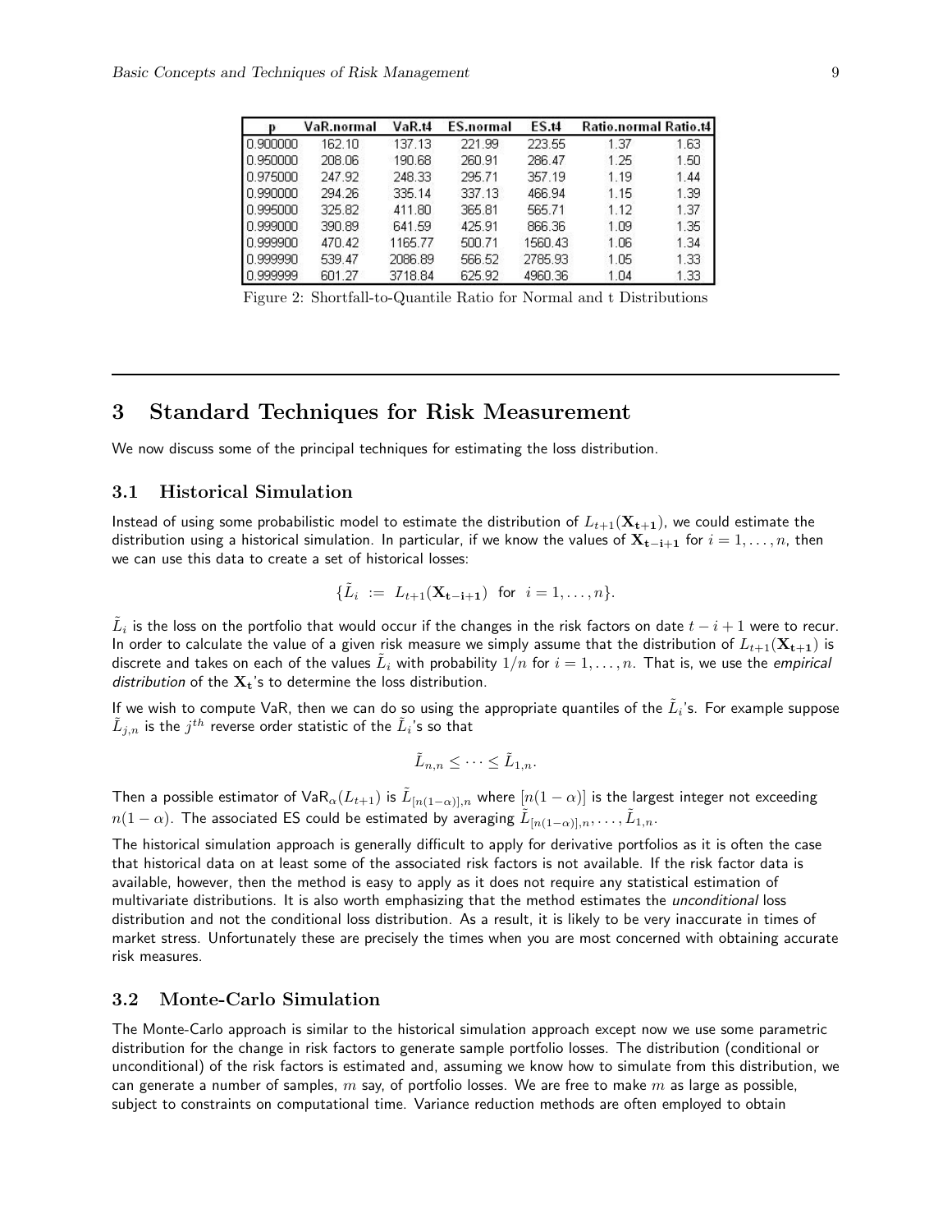| p | VaR.normal | VaR.t4 | ES.normal | ES.t4 | Ratio.normal | Ratio.t4 |
|---|---|---|---|---|---|---|
| 0.900000 | 162.10 | 137.13 | 221.99 | 223.55 | 1.37 | 1.63 |
| 0.950000 | 208.06 | 190.68 | 260.91 | 286.47 | 1.25 | 1.50 |
| 0.975000 | 247.92 | 248.33 | 295.71 | 357.19 | 1.19 | 1.44 |
| 0.990000 | 294.26 | 335.14 | 337.13 | 466.94 | 1.15 | 1.39 |
| 0.995000 | 325.82 | 411.80 | 365.81 | 565.71 | 1.12 | 1.37 |
| 0.999000 | 390.89 | 641.59 | 425.91 | 866.36 | 1.09 | 1.35 |
| 0.999900 | 470.42 | 1165.77 | 500.71 | 1560.43 | 1.06 | 1.34 |
| 0.999990 | 539.47 | 2086.89 | 566.52 | 2785.93 | 1.05 | 1.33 |
| 0.999999 | 601.27 | 3718.84 | 625.92 | 4960.36 | 1.04 | 1.33 |

Figure 2: Shortfall-to-Quantile Ratio for Normal and t Distributions

## 3 Standard Techniques for Risk Measurement

We now discuss some of the principal techniques for estimating the loss distribution.

### 3.1 Historical Simulation

Instead of using some probabilistic model to estimate the distribution of $L_{t+1}(\mathbf{X_{t+1}})$, we could estimate the distribution using a historical simulation. In particular, if we know the values of $\mathbf{X_{t-i+1}}$ for $i = 1, \ldots, n$, then we can use this data to create a set of historical losses:

$$\{\tilde{L}_i \ := \ L_{t+1}(\mathbf{X_{t-i+1}}) \ \text{ for } \ i = 1, \ldots, n\}.$$

$\tilde{L}_i$ is the loss on the portfolio that would occur if the changes in the risk factors on date $t - i + 1$ were to recur. In order to calculate the value of a given risk measure we simply assume that the distribution of $L_{t+1}(\mathbf{X_{t+1}})$ is discrete and takes on each of the values $\tilde{L}_i$ with probability $1/n$ for $i = 1, \ldots, n$. That is, we use the *empirical distribution* of the $\mathbf{X_t}$'s to determine the loss distribution.

If we wish to compute VaR, then we can do so using the appropriate quantiles of the $\tilde{L}_i$'s. For example suppose $\tilde{L}_{j,n}$ is the $j^{th}$ reverse order statistic of the $\tilde{L}_i$'s so that

$$\tilde{L}_{n,n} \leq \cdots \leq \tilde{L}_{1,n}.$$

Then a possible estimator of $\mathrm{VaR}_\alpha(L_{t+1})$ is $\tilde{L}_{[n(1-\alpha)],n}$ where $[n(1-\alpha)]$ is the largest integer not exceeding $n(1-\alpha)$. The associated ES could be estimated by averaging $\tilde{L}_{[n(1-\alpha)],n}, \ldots, \tilde{L}_{1,n}$.

The historical simulation approach is generally difficult to apply for derivative portfolios as it is often the case that historical data on at least some of the associated risk factors is not available. If the risk factor data is available, however, then the method is easy to apply as it does not require any statistical estimation of multivariate distributions. It is also worth emphasizing that the method estimates the *unconditional* loss distribution and not the conditional loss distribution. As a result, it is likely to be very inaccurate in times of market stress. Unfortunately these are precisely the times when you are most concerned with obtaining accurate risk measures.

### 3.2 Monte-Carlo Simulation

The Monte-Carlo approach is similar to the historical simulation approach except now we use some parametric distribution for the change in risk factors to generate sample portfolio losses. The distribution (conditional or unconditional) of the risk factors is estimated and, assuming we know how to simulate from this distribution, we can generate a number of samples, $m$ say, of portfolio losses. We are free to make $m$ as large as possible, subject to constraints on computational time. Variance reduction methods are often employed to obtain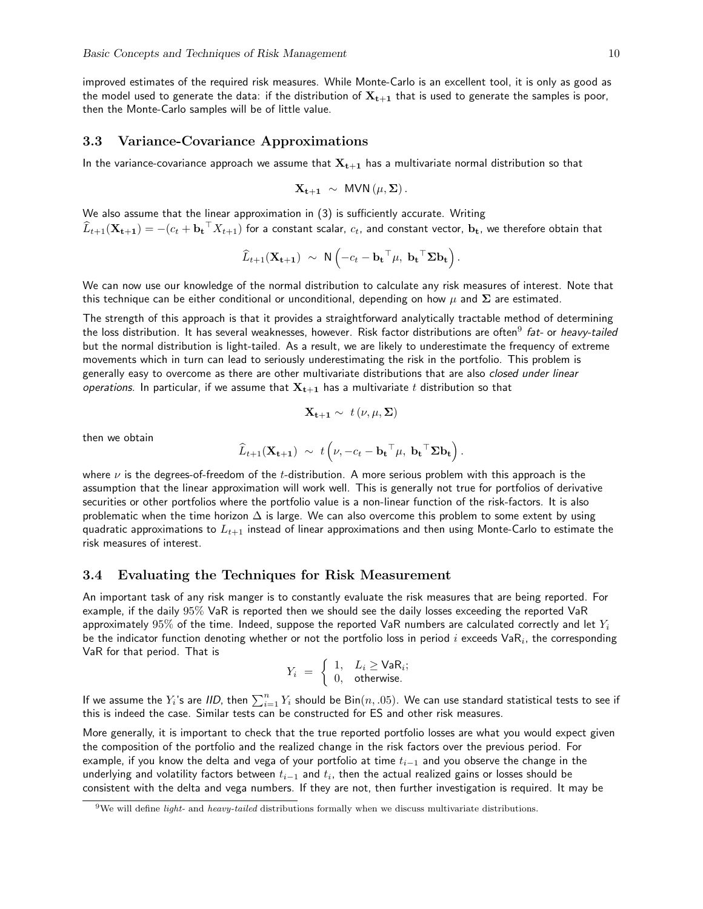improved estimates of the required risk measures. While Monte-Carlo is an excellent tool, it is only as good as the model used to generate the data: if the distribution of $\mathbf{X_{t+1}}$ that is used to generate the samples is poor, then the Monte-Carlo samples will be of little value.

### 3.3 Variance-Covariance Approximations

In the variance-covariance approach we assume that $\mathbf{X_{t+1}}$ has a multivariate normal distribution so that

$$\mathbf{X_{t+1}} \sim \mathsf{MVN}(\mu, \mathbf{\Sigma}).$$

We also assume that the linear approximation in (3) is sufficiently accurate. Writing $\widehat{L}_{t+1}(\mathbf{X_{t+1}}) = -(c_t + \mathbf{b_t}^\top X_{t+1})$ for a constant scalar, $c_t$, and constant vector, $\mathbf{b_t}$, we therefore obtain that

$$\widehat{L}_{t+1}(\mathbf{X_{t+1}}) \sim \mathsf{N}\left(-c_t - \mathbf{b_t}^\top \mu,\ \mathbf{b_t}^\top \mathbf{\Sigma} \mathbf{b_t}\right).$$

We can now use our knowledge of the normal distribution to calculate any risk measures of interest. Note that this technique can be either conditional or unconditional, depending on how $\mu$ and $\mathbf{\Sigma}$ are estimated.

The strength of this approach is that it provides a straightforward analytically tractable method of determining the loss distribution. It has several weaknesses, however. Risk factor distributions are often[9] *fat-* or *heavy-tailed* but the normal distribution is light-tailed. As a result, we are likely to underestimate the frequency of extreme movements which in turn can lead to seriously underestimating the risk in the portfolio. This problem is generally easy to overcome as there are other multivariate distributions that are also *closed under linear operations*. In particular, if we assume that $\mathbf{X_{t+1}}$ has a multivariate $t$ distribution so that

$$\mathbf{X_{t+1}} \sim t(\nu, \mu, \mathbf{\Sigma})$$

then we obtain

$$\widehat{L}_{t+1}(\mathbf{X_{t+1}}) \sim t\left(\nu, -c_t - \mathbf{b_t}^\top \mu,\ \mathbf{b_t}^\top \mathbf{\Sigma} \mathbf{b_t}\right).$$

where $\nu$ is the degrees-of-freedom of the $t$-distribution. A more serious problem with this approach is the assumption that the linear approximation will work well. This is generally not true for portfolios of derivative securities or other portfolios where the portfolio value is a non-linear function of the risk-factors. It is also problematic when the time horizon $\Delta$ is large. We can also overcome this problem to some extent by using quadratic approximations to $L_{t+1}$ instead of linear approximations and then using Monte-Carlo to estimate the risk measures of interest.

### 3.4 Evaluating the Techniques for Risk Measurement

An important task of any risk manger is to constantly evaluate the risk measures that are being reported. For example, if the daily $95\%$ VaR is reported then we should see the daily losses exceeding the reported VaR approximately $95\%$ of the time. Indeed, suppose the reported VaR numbers are calculated correctly and let $Y_i$ be the indicator function denoting whether or not the portfolio loss in period $i$ exceeds $\mathsf{VaR}_i$, the corresponding VaR for that period. That is

$$Y_i = \begin{cases} 1, & L_i \geq \mathsf{VaR}_i; \\ 0, & \text{otherwise.} \end{cases}$$

If we assume the $Y_i$'s are *IID*, then $\sum_{i=1}^n Y_i$ should be $\mathsf{Bin}(n, .05)$. We can use standard statistical tests to see if this is indeed the case. Similar tests can be constructed for ES and other risk measures.

More generally, it is important to check that the true reported portfolio losses are what you would expect given the composition of the portfolio and the realized change in the risk factors over the previous period. For example, if you know the delta and vega of your portfolio at time $t_{i-1}$ and you observe the change in the underlying and volatility factors between $t_{i-1}$ and $t_i$, then the actual realized gains or losses should be consistent with the delta and vega numbers. If they are not, then further investigation is required. It may be

[9] We will define *light-* and *heavy-tailed* distributions formally when we discuss multivariate distributions.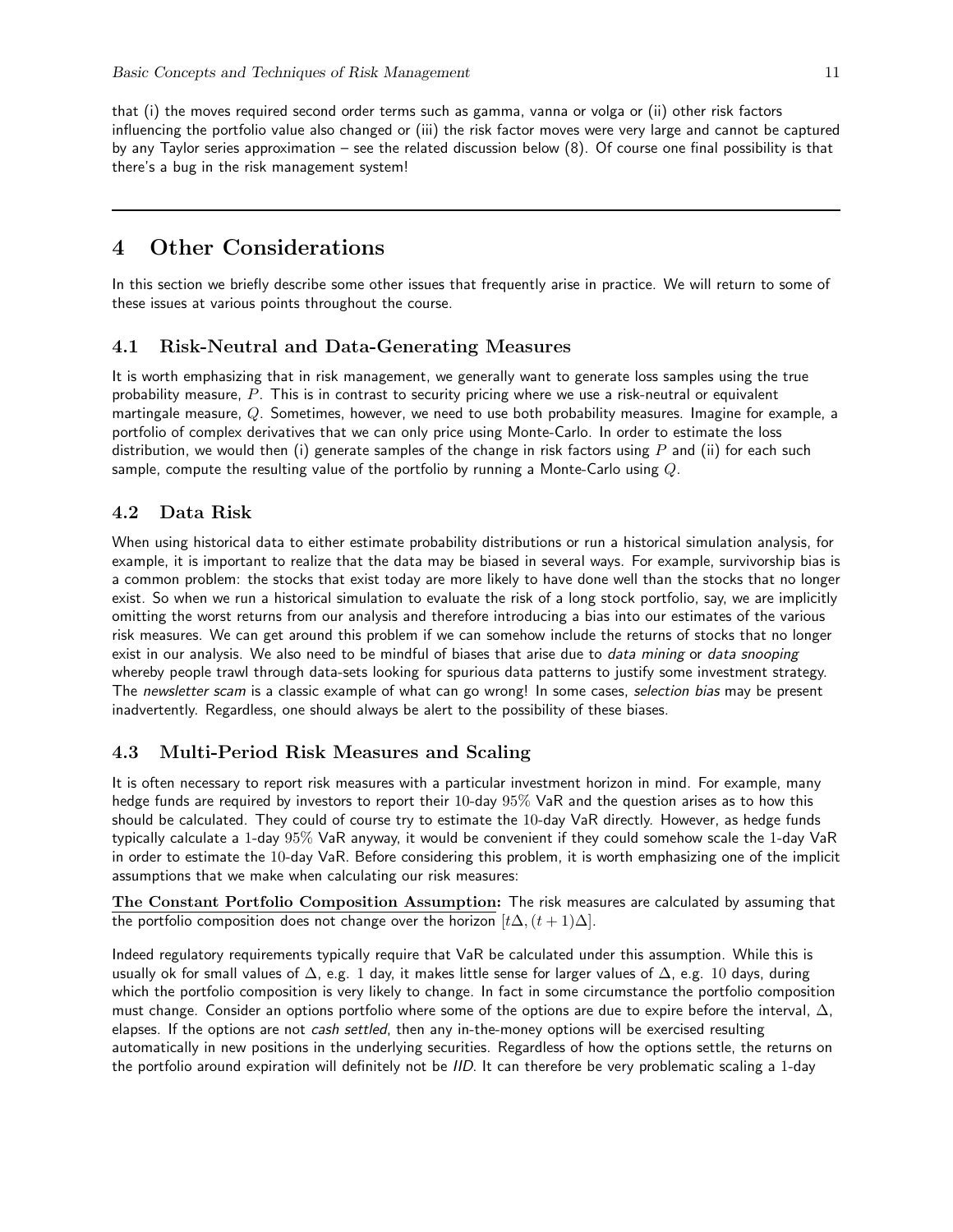that (i) the moves required second order terms such as gamma, vanna or volga or (ii) other risk factors influencing the portfolio value also changed or (iii) the risk factor moves were very large and cannot be captured by any Taylor series approximation – see the related discussion below (8). Of course one final possibility is that there's a bug in the risk management system!

---

# 4 Other Considerations

In this section we briefly describe some other issues that frequently arise in practice. We will return to some of these issues at various points throughout the course.

## 4.1 Risk-Neutral and Data-Generating Measures

It is worth emphasizing that in risk management, we generally want to generate loss samples using the true probability measure, $P$. This is in contrast to security pricing where we use a risk-neutral or equivalent martingale measure, $Q$. Sometimes, however, we need to use both probability measures. Imagine for example, a portfolio of complex derivatives that we can only price using Monte-Carlo. In order to estimate the loss distribution, we would then (i) generate samples of the change in risk factors using $P$ and (ii) for each such sample, compute the resulting value of the portfolio by running a Monte-Carlo using $Q$.

## 4.2 Data Risk

When using historical data to either estimate probability distributions or run a historical simulation analysis, for example, it is important to realize that the data may be biased in several ways. For example, survivorship bias is a common problem: the stocks that exist today are more likely to have done well than the stocks that no longer exist. So when we run a historical simulation to evaluate the risk of a long stock portfolio, say, we are implicitly omitting the worst returns from our analysis and therefore introducing a bias into our estimates of the various risk measures. We can get around this problem if we can somehow include the returns of stocks that no longer exist in our analysis. We also need to be mindful of biases that arise due to *data mining* or *data snooping* whereby people trawl through data-sets looking for spurious data patterns to justify some investment strategy. The *newsletter scam* is a classic example of what can go wrong! In some cases, *selection bias* may be present inadvertently. Regardless, one should always be alert to the possibility of these biases.

## 4.3 Multi-Period Risk Measures and Scaling

It is often necessary to report risk measures with a particular investment horizon in mind. For example, many hedge funds are required by investors to report their $10$-day $95\%$ VaR and the question arises as to how this should be calculated. They could of course try to estimate the $10$-day VaR directly. However, as hedge funds typically calculate a $1$-day $95\%$ VaR anyway, it would be convenient if they could somehow scale the $1$-day VaR in order to estimate the $10$-day VaR. Before considering this problem, it is worth emphasizing one of the implicit assumptions that we make when calculating our risk measures:

**The Constant Portfolio Composition Assumption:** The risk measures are calculated by assuming that the portfolio composition does not change over the horizon $[t\Delta, (t+1)\Delta]$.

Indeed regulatory requirements typically require that VaR be calculated under this assumption. While this is usually ok for small values of $\Delta$, e.g. $1$ day, it makes little sense for larger values of $\Delta$, e.g. $10$ days, during which the portfolio composition is very likely to change. In fact in some circumstance the portfolio composition must change. Consider an options portfolio where some of the options are due to expire before the interval, $\Delta$, elapses. If the options are not *cash settled*, then any in-the-money options will be exercised resulting automatically in new positions in the underlying securities. Regardless of how the options settle, the returns on the portfolio around expiration will definitely not be *IID*. It can therefore be very problematic scaling a $1$-day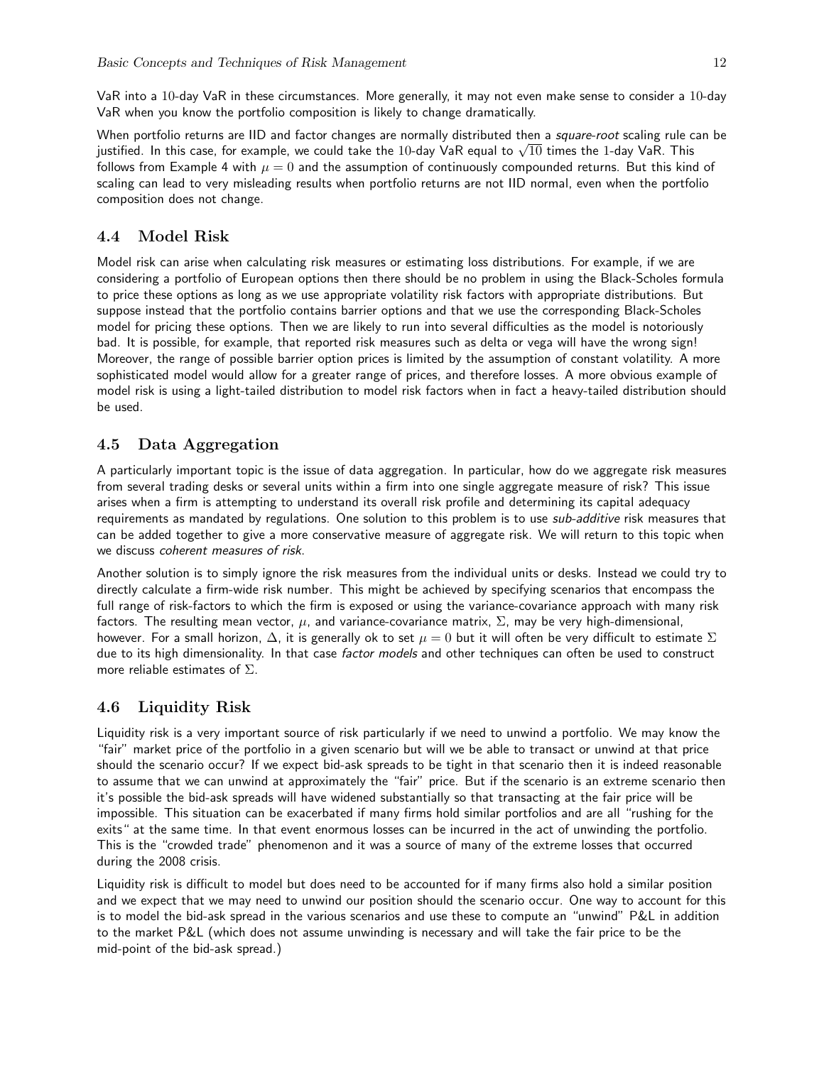VaR into a $10$-day VaR in these circumstances. More generally, it may not even make sense to consider a $10$-day VaR when you know the portfolio composition is likely to change dramatically.

When portfolio returns are IID and factor changes are normally distributed then a *square-root* scaling rule can be justified. In this case, for example, we could take the $10$-day VaR equal to $\sqrt{10}$ times the $1$-day VaR. This follows from Example 4 with $\mu = 0$ and the assumption of continuously compounded returns. But this kind of scaling can lead to very misleading results when portfolio returns are not IID normal, even when the portfolio composition does not change.

## 4.4 Model Risk

Model risk can arise when calculating risk measures or estimating loss distributions. For example, if we are considering a portfolio of European options then there should be no problem in using the Black-Scholes formula to price these options as long as we use appropriate volatility risk factors with appropriate distributions. But suppose instead that the portfolio contains barrier options and that we use the corresponding Black-Scholes model for pricing these options. Then we are likely to run into several difficulties as the model is notoriously bad. It is possible, for example, that reported risk measures such as delta or vega will have the wrong sign! Moreover, the range of possible barrier option prices is limited by the assumption of constant volatility. A more sophisticated model would allow for a greater range of prices, and therefore losses. A more obvious example of model risk is using a light-tailed distribution to model risk factors when in fact a heavy-tailed distribution should be used.

## 4.5 Data Aggregation

A particularly important topic is the issue of data aggregation. In particular, how do we aggregate risk measures from several trading desks or several units within a firm into one single aggregate measure of risk? This issue arises when a firm is attempting to understand its overall risk profile and determining its capital adequacy requirements as mandated by regulations. One solution to this problem is to use *sub-additive* risk measures that can be added together to give a more conservative measure of aggregate risk. We will return to this topic when we discuss *coherent measures of risk*.

Another solution is to simply ignore the risk measures from the individual units or desks. Instead we could try to directly calculate a firm-wide risk number. This might be achieved by specifying scenarios that encompass the full range of risk-factors to which the firm is exposed or using the variance-covariance approach with many risk factors. The resulting mean vector, $\mu$, and variance-covariance matrix, $\Sigma$, may be very high-dimensional, however. For a small horizon, $\Delta$, it is generally ok to set $\mu = 0$ but it will often be very difficult to estimate $\Sigma$ due to its high dimensionality. In that case *factor models* and other techniques can often be used to construct more reliable estimates of $\Sigma$.

## 4.6 Liquidity Risk

Liquidity risk is a very important source of risk particularly if we need to unwind a portfolio. We may know the "fair" market price of the portfolio in a given scenario but will we be able to transact or unwind at that price should the scenario occur? If we expect bid-ask spreads to be tight in that scenario then it is indeed reasonable to assume that we can unwind at approximately the "fair" price. But if the scenario is an extreme scenario then it's possible the bid-ask spreads will have widened substantially so that transacting at the fair price will be impossible. This situation can be exacerbated if many firms hold similar portfolios and are all "rushing for the exits" at the same time. In that event enormous losses can be incurred in the act of unwinding the portfolio. This is the "crowded trade" phenomenon and it was a source of many of the extreme losses that occurred during the 2008 crisis.

Liquidity risk is difficult to model but does need to be accounted for if many firms also hold a similar position and we expect that we may need to unwind our position should the scenario occur. One way to account for this is to model the bid-ask spread in the various scenarios and use these to compute an "unwind" P&L in addition to the market P&L (which does not assume unwinding is necessary and will take the fair price to be the mid-point of the bid-ask spread.)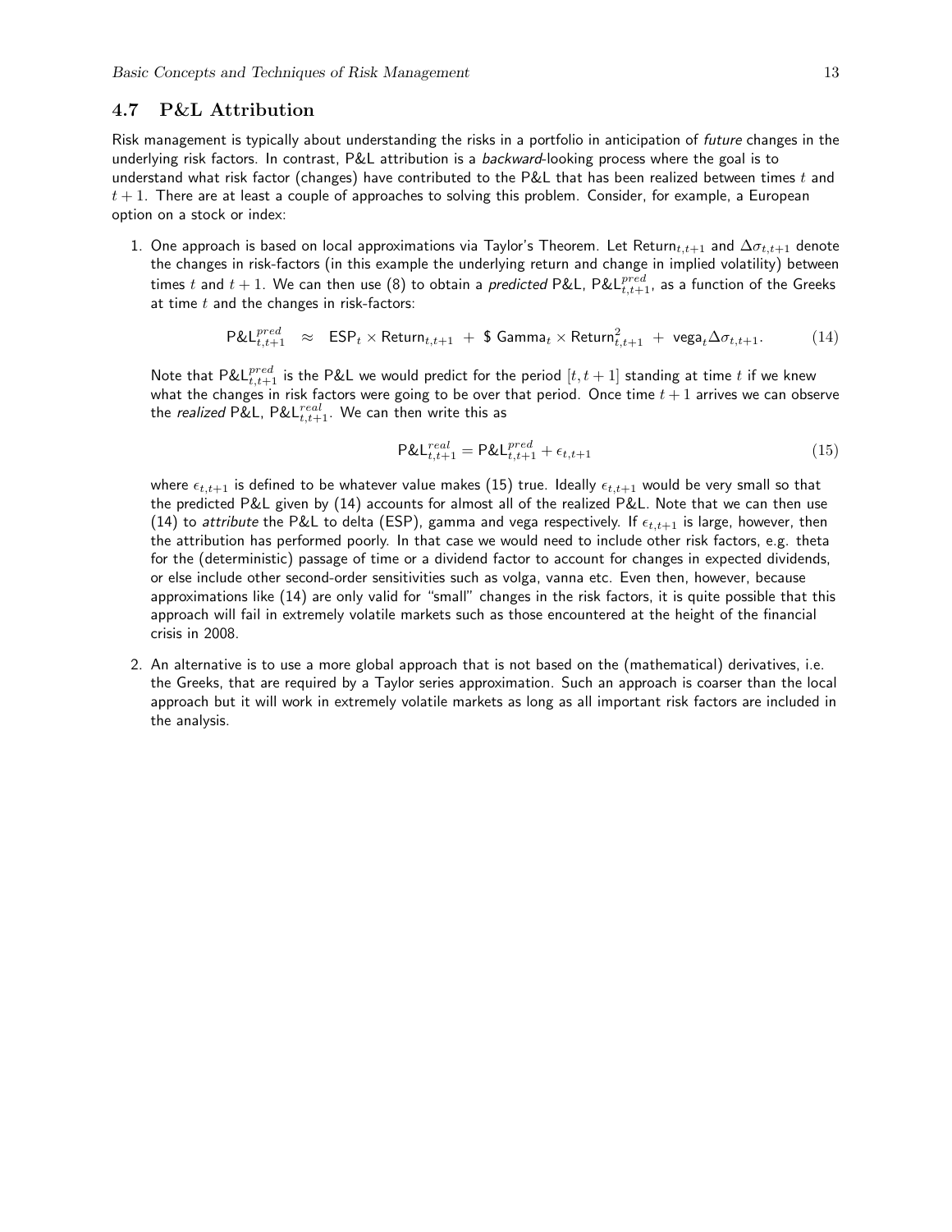### 4.7 P&L Attribution

Risk management is typically about understanding the risks in a portfolio in anticipation of *future* changes in the underlying risk factors. In contrast, P&L attribution is a *backward*-looking process where the goal is to understand what risk factor (changes) have contributed to the P&L that has been realized between times $t$ and $t+1$. There are at least a couple of approaches to solving this problem. Consider, for example, a European option on a stock or index:

1. One approach is based on local approximations via Taylor's Theorem. Let $\text{Return}_{t,t+1}$ and $\Delta\sigma_{t,t+1}$ denote the changes in risk-factors (in this example the underlying return and change in implied volatility) between times $t$ and $t+1$. We can then use (8) to obtain a *predicted* P&L, $\text{P\&L}^{pred}_{t,t+1}$, as a function of the Greeks at time $t$ and the changes in risk-factors:

$$\text{P\&L}^{pred}_{t,t+1} \;\approx\; \text{ESP}_t \times \text{Return}_{t,t+1} \;+\; \$\ \text{Gamma}_t \times \text{Return}^2_{t,t+1} \;+\; \text{vega}_t \Delta\sigma_{t,t+1}. \tag{14}$$

   Note that $\text{P\&L}^{pred}_{t,t+1}$ is the P&L we would predict for the period $[t, t+1]$ standing at time $t$ if we knew what the changes in risk factors were going to be over that period. Once time $t+1$ arrives we can observe the *realized* P&L, $\text{P\&L}^{real}_{t,t+1}$. We can then write this as

$$\text{P\&L}^{real}_{t,t+1} = \text{P\&L}^{pred}_{t,t+1} + \epsilon_{t,t+1} \tag{15}$$

   where $\epsilon_{t,t+1}$ is defined to be whatever value makes (15) true. Ideally $\epsilon_{t,t+1}$ would be very small so that the predicted P&L given by (14) accounts for almost all of the realized P&L. Note that we can then use (14) to *attribute* the P&L to delta (ESP), gamma and vega respectively. If $\epsilon_{t,t+1}$ is large, however, then the attribution has performed poorly. In that case we would need to include other risk factors, e.g. theta for the (deterministic) passage of time or a dividend factor to account for changes in expected dividends, or else include other second-order sensitivities such as volga, vanna etc. Even then, however, because approximations like (14) are only valid for "small" changes in the risk factors, it is quite possible that this approach will fail in extremely volatile markets such as those encountered at the height of the financial crisis in 2008.

2. An alternative is to use a more global approach that is not based on the (mathematical) derivatives, i.e. the Greeks, that are required by a Taylor series approximation. Such an approach is coarser than the local approach but it will work in extremely volatile markets as long as all important risk factors are included in the analysis.